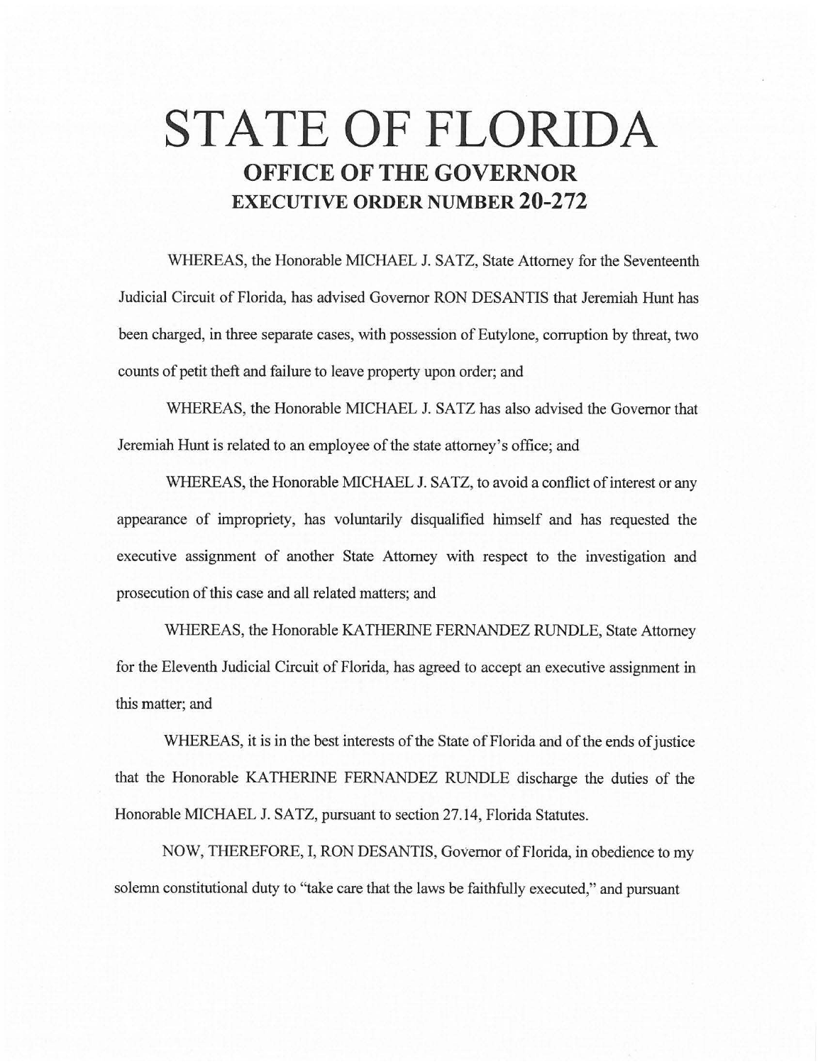# STATE OF FLORIDA

## OFFICE OF THE GOVERNOR

## EXECUTIVE ORDER NUMBER 20-272

WHEREAS, the Honorable MICHAEL J. SATZ, State Attorney for the Seventeenth Judicial Circuit of Florida, has advised Governor RON DESANTIS that Jeremiah Hunt has been charged, in three separate cases, with possession of Eutylone, corruption by threat, two counts of petit theft and failure to leave property upon order; and

WHEREAS, the Honorable MICHAEL J. SATZ has also advised the Governor that Jeremiah Hunt is related to an employee of the state attorney's office; and

WHEREAS, the Honorable MICHAEL J. SATZ, to avoid a conflict of interest or any appearance of impropriety, has voluntarily disqualified himself and has requested the executive assignment of another State Attorney with respect to the investigation and prosecution of this case and all related matters; and

WHEREAS, the Honorable KATHERINE FERNANDEZ RUNDLE, State Attorney for the Eleventh Judicial Circuit of Florida, has agreed to accept an executive assignment in this matter; and

WHEREAS, it is in the best interests of the State of Florida and of the ends of justice that the Honorable KATHERINE FERNANDEZ RUNDLE discharge the duties of the Honorable MICHAEL J. SATZ, pursuant to section 27.14, Florida Statutes.

NOW, THEREFORE, I, RON DESANTIS, Governor of Florida, in obedience to my solemn constitutional duty to "take care that the laws be faithfully executed," and pursuant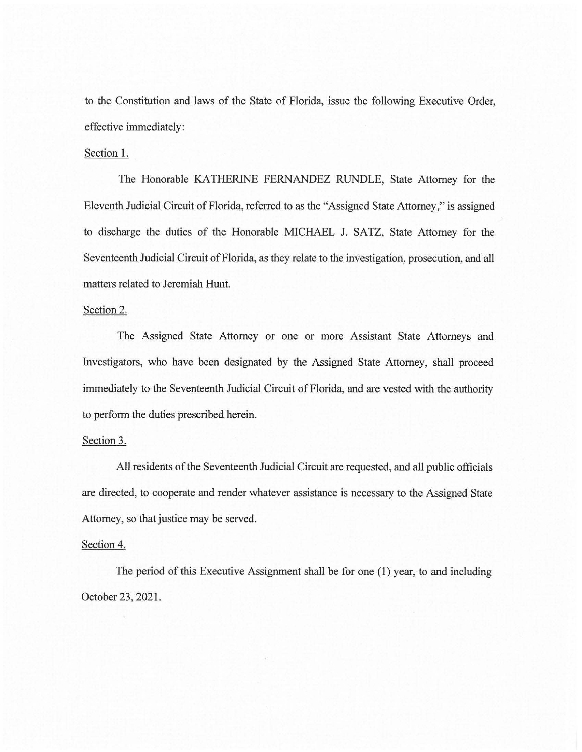to the Constitution and laws of the State of Florida, issue the following Executive Order, effective immediately:

Section 1.

The Honorable KATHERINE FERNANDEZ RUNDLE, State Attorney for the Eleventh Judicial Circuit of Florida, referred to as the "Assigned State Attorney," is assigned to discharge the duties of the Honorable MICHAEL J. SATZ, State Attorney for the Seventeenth Judicial Circuit of Florida, as they relate to the investigation, prosecution, and all matters related to Jeremiah Hunt.

Section 2.

The Assigned State Attorney or one or more Assistant State Attorneys and Investigators, who have been designated by the Assigned State Attorney, shall proceed immediately to the Seventeenth Judicial Circuit of Florida, and are vested with the authority to perform the duties prescribed herein.

Section 3.

All residents of the Seventeenth Judicial Circuit are requested, and all public officials are directed, to cooperate and render whatever assistance is necessary to the Assigned State Attorney, so that justice may be served.

Section 4.

The period of this Executive Assignment shall be for one (1) year, to and including October 23, 2021.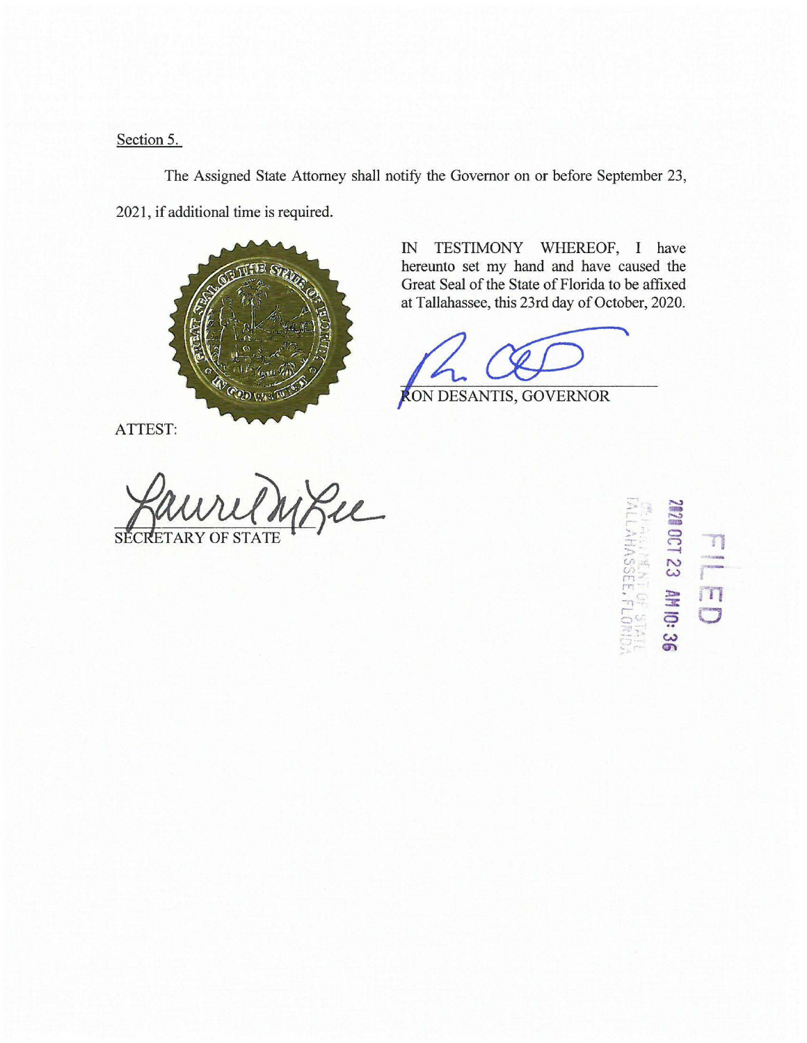Section 5.

The Assigned State Attorney shall notify the Governor on or before September 23, 2021, if additional time is required.

IN TESTIMONY WHEREOF, I have hereunto set my hand and have caused the Great Seal of the State of Florida to be affixed at Tallahassee, this 23rd day of October, 2020.

RON DESANTIS, GOVERNOR

ATTEST:

SECRETARY OF STATE

FILED

2020 OCT 23 AM 10:36

DEPARTMENT OF STATE
TALLAHASSEE, FLORIDA